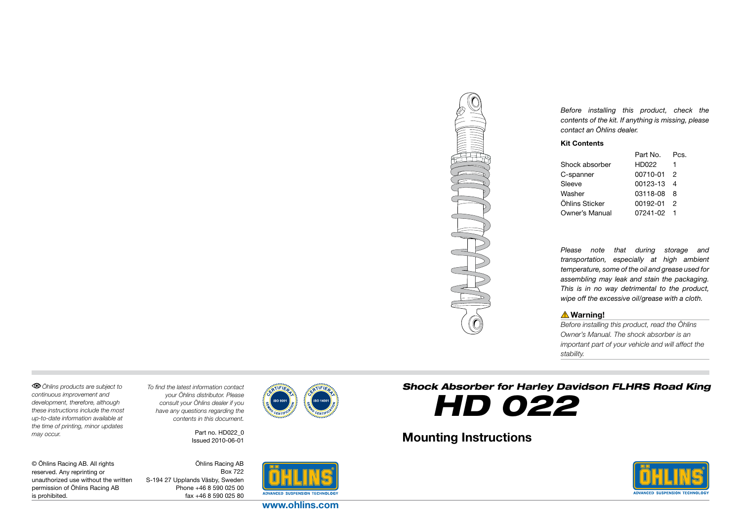# Shock Absorber for Harley Davidson FLHRS Road King

# HD 022

## Mounting Instructions

*Before installing this product, check the contents of the kit. If anything is missing, please contact an Öhlins dealer.*

**Kit Contents**

| | Part No. | Pcs. |
|---|---|---|
| Shock absorber | HD022 | 1 |
| C-spanner | 00710-01 | 2 |
| Sleeve | 00123-13 | 4 |
| Washer | 03118-08 | 8 |
| Öhlins Sticker | 00192-01 | 2 |
| Owner's Manual | 07241-02 | 1 |

*Please note that during storage and transportation, especially at high ambient temperature, some of the oil and grease used for assembling may leak and stain the packaging. This is in no way detrimental to the product, wipe off the excessive oil/grease with a cloth.*

**⚠ Warning!**

*Before installing this product, read the Öhlins Owner's Manual. The shock absorber is an important part of your vehicle and will affect the stability.*

*Öhlins products are subject to continuous improvement and development, therefore, although these instructions include the most up-to-date information available at the time of printing, minor updates may occur.*

*To find the latest information contact your Öhlins distributor. Please consult your Öhlins dealer if you have any questions regarding the contents in this document.*

Part no. HD022_0
Issued 2010-06-01

© Öhlins Racing AB. All rights reserved. Any reprinting or unauthorized use without the written permission of Öhlins Racing AB is prohibited.

Öhlins Racing AB
Box 722
S-194 27 Upplands Väsby, Sweden
Phone +46 8 590 025 00
fax +46 8 590 025 80

www.ohlins.com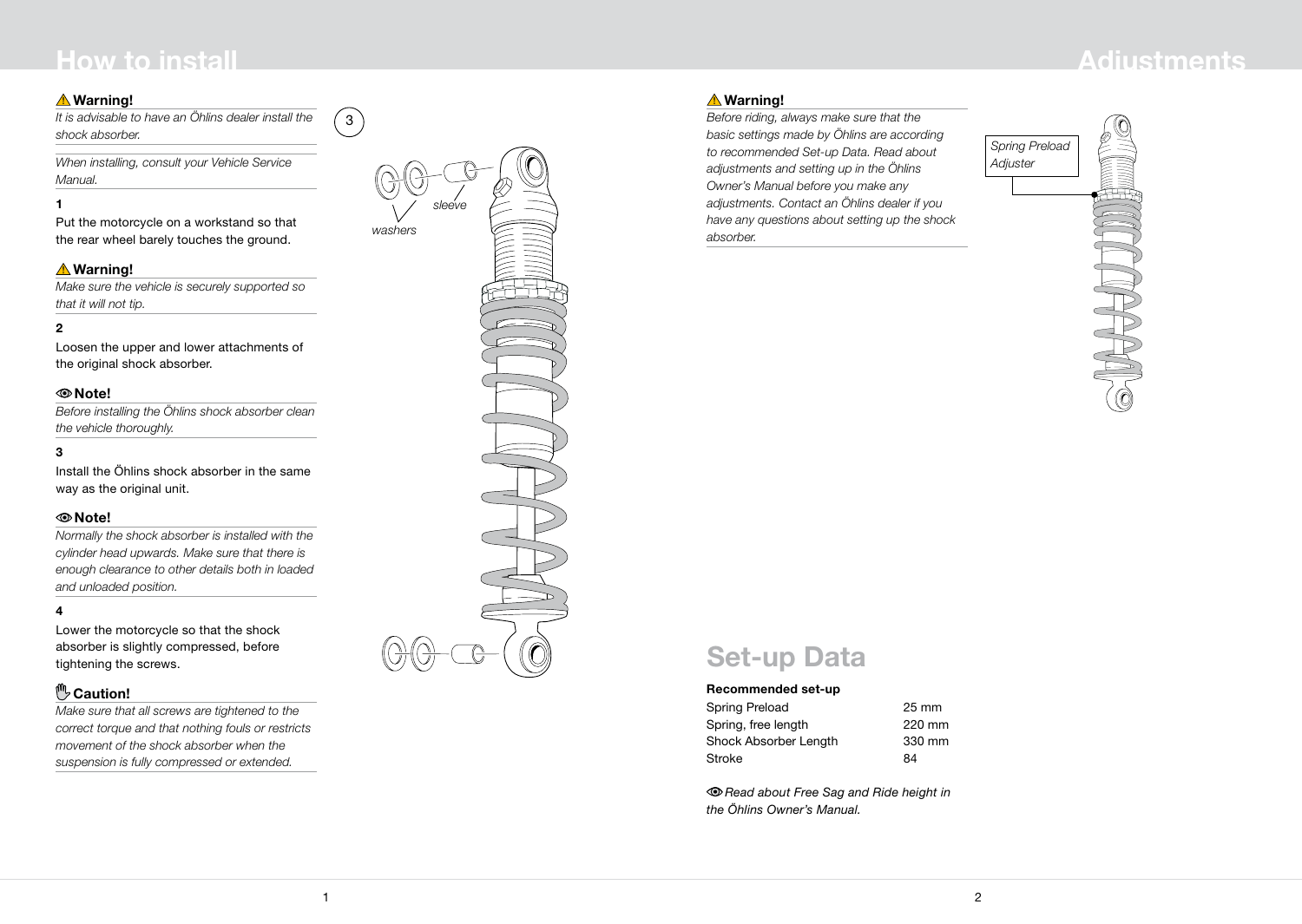# How to install

**⚠ Warning!**

*It is advisable to have an Öhlins dealer install the shock absorber.*

*When installing, consult your Vehicle Service Manual.*

**1**

Put the motorcycle on a workstand so that the rear wheel barely touches the ground.

**⚠ Warning!**

*Make sure the vehicle is securely supported so that it will not tip.*

**2**

Loosen the upper and lower attachments of the original shock absorber.

**Note!**

*Before installing the Öhlins shock absorber clean the vehicle thoroughly.*

**3**

Install the Öhlins shock absorber in the same way as the original unit.

**Note!**

*Normally the shock absorber is installed with the cylinder head upwards. Make sure that there is enough clearance to other details both in loaded and unloaded position.*

**4**

Lower the motorcycle so that the shock absorber is slightly compressed, before tightening the screws.

**Caution!**

*Make sure that all screws are tightened to the correct torque and that nothing fouls or restricts movement of the shock absorber when the suspension is fully compressed or extended.*

3

*washers*

*sleeve*

# Adjustments

**⚠ Warning!**

*Before riding, always make sure that the basic settings made by Öhlins are according to recommended Set-up Data. Read about adjustments and setting up in the Öhlins Owner's Manual before you make any adjustments. Contact an Öhlins dealer if you have any questions about setting up the shock absorber.*

*Spring Preload Adjuster*

## Set-up Data

**Recommended set-up**

| | |
|---|---|
| Spring Preload | 25 mm |
| Spring, free length | 220 mm |
| Shock Absorber Length | 330 mm |
| Stroke | 84 |

*Read about Free Sag and Ride height in the Öhlins Owner's Manual.*